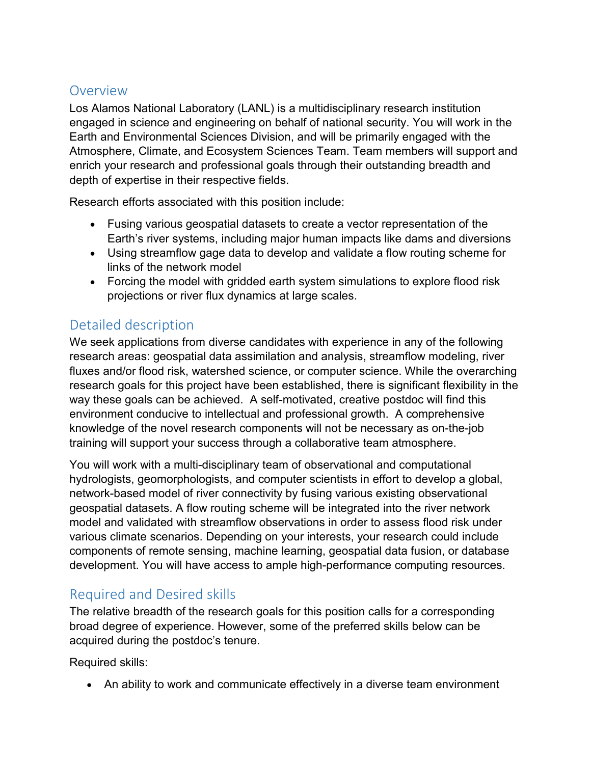## Overview

Los Alamos National Laboratory (LANL) is a multidisciplinary research institution engaged in science and engineering on behalf of national security. You will work in the Earth and Environmental Sciences Division, and will be primarily engaged with the Atmosphere, Climate, and Ecosystem Sciences Team. Team members will support and enrich your research and professional goals through their outstanding breadth and depth of expertise in their respective fields.

Research efforts associated with this position include:

- Fusing various geospatial datasets to create a vector representation of the Earth's river systems, including major human impacts like dams and diversions
- Using streamflow gage data to develop and validate a flow routing scheme for links of the network model
- Forcing the model with gridded earth system simulations to explore flood risk projections or river flux dynamics at large scales.

## Detailed description

We seek applications from diverse candidates with experience in any of the following research areas: geospatial data assimilation and analysis, streamflow modeling, river fluxes and/or flood risk, watershed science, or computer science. While the overarching research goals for this project have been established, there is significant flexibility in the way these goals can be achieved. A self-motivated, creative postdoc will find this environment conducive to intellectual and professional growth. A comprehensive knowledge of the novel research components will not be necessary as on-the-job training will support your success through a collaborative team atmosphere.

You will work with a multi-disciplinary team of observational and computational hydrologists, geomorphologists, and computer scientists in effort to develop a global, network-based model of river connectivity by fusing various existing observational geospatial datasets. A flow routing scheme will be integrated into the river network model and validated with streamflow observations in order to assess flood risk under various climate scenarios. Depending on your interests, your research could include components of remote sensing, machine learning, geospatial data fusion, or database development. You will have access to ample high-performance computing resources.

## Required and Desired skills

The relative breadth of the research goals for this position calls for a corresponding broad degree of experience. However, some of the preferred skills below can be acquired during the postdoc's tenure.

Required skills:

- An ability to work and communicate effectively in a diverse team environment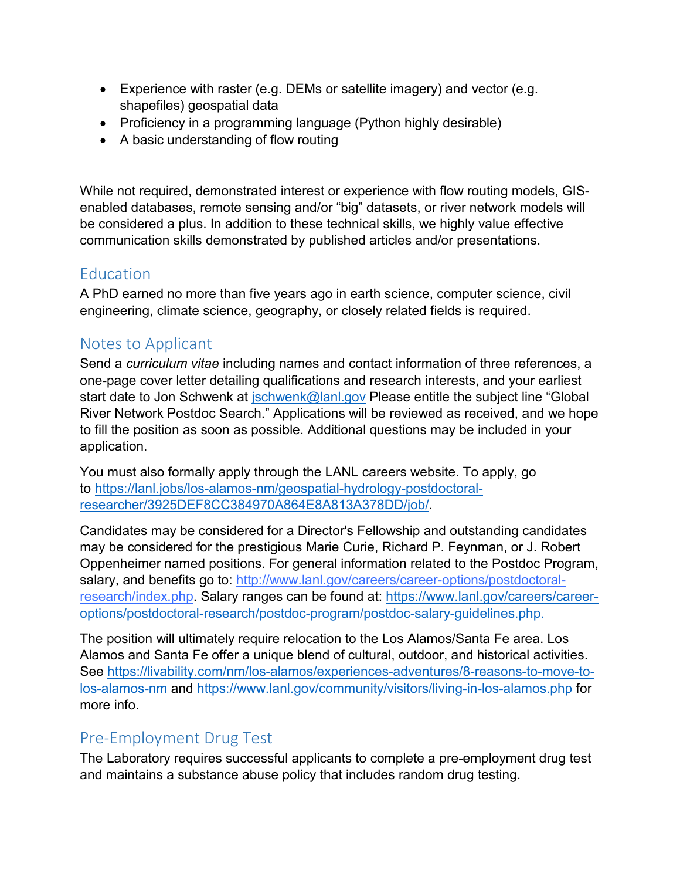- Experience with raster (e.g. DEMs or satellite imagery) and vector (e.g. shapefiles) geospatial data
- Proficiency in a programming language (Python highly desirable)
- A basic understanding of flow routing

While not required, demonstrated interest or experience with flow routing models, GIS-enabled databases, remote sensing and/or "big" datasets, or river network models will be considered a plus. In addition to these technical skills, we highly value effective communication skills demonstrated by published articles and/or presentations.

## Education

A PhD earned no more than five years ago in earth science, computer science, civil engineering, climate science, geography, or closely related fields is required.

## Notes to Applicant

Send a *curriculum vitae* including names and contact information of three references, a one-page cover letter detailing qualifications and research interests, and your earliest start date to Jon Schwenk at [jschwenk@lanl.gov](mailto:jschwenk@lanl.gov) Please entitle the subject line "Global River Network Postdoc Search." Applications will be reviewed as received, and we hope to fill the position as soon as possible. Additional questions may be included in your application.

You must also formally apply through the LANL careers website. To apply, go to [https://lanl.jobs/los-alamos-nm/geospatial-hydrology-postdoctoral-researcher/3925DEF8CC384970A864E8A813A378DD/job/](https://lanl.jobs/los-alamos-nm/geospatial-hydrology-postdoctoral-researcher/3925DEF8CC384970A864E8A813A378DD/job/).

Candidates may be considered for a Director's Fellowship and outstanding candidates may be considered for the prestigious Marie Curie, Richard P. Feynman, or J. Robert Oppenheimer named positions. For general information related to the Postdoc Program, salary, and benefits go to: [http://www.lanl.gov/careers/career-options/postdoctoral-research/index.php](http://www.lanl.gov/careers/career-options/postdoctoral-research/index.php). Salary ranges can be found at: [https://www.lanl.gov/careers/career-options/postdoctoral-research/postdoc-program/postdoc-salary-guidelines.php](https://www.lanl.gov/careers/career-options/postdoctoral-research/postdoc-program/postdoc-salary-guidelines.php).

The position will ultimately require relocation to the Los Alamos/Santa Fe area. Los Alamos and Santa Fe offer a unique blend of cultural, outdoor, and historical activities. See [https://livability.com/nm/los-alamos/experiences-adventures/8-reasons-to-move-to-los-alamos-nm](https://livability.com/nm/los-alamos/experiences-adventures/8-reasons-to-move-to-los-alamos-nm) and [https://www.lanl.gov/community/visitors/living-in-los-alamos.php](https://www.lanl.gov/community/visitors/living-in-los-alamos.php) for more info.

## Pre-Employment Drug Test

The Laboratory requires successful applicants to complete a pre-employment drug test and maintains a substance abuse policy that includes random drug testing.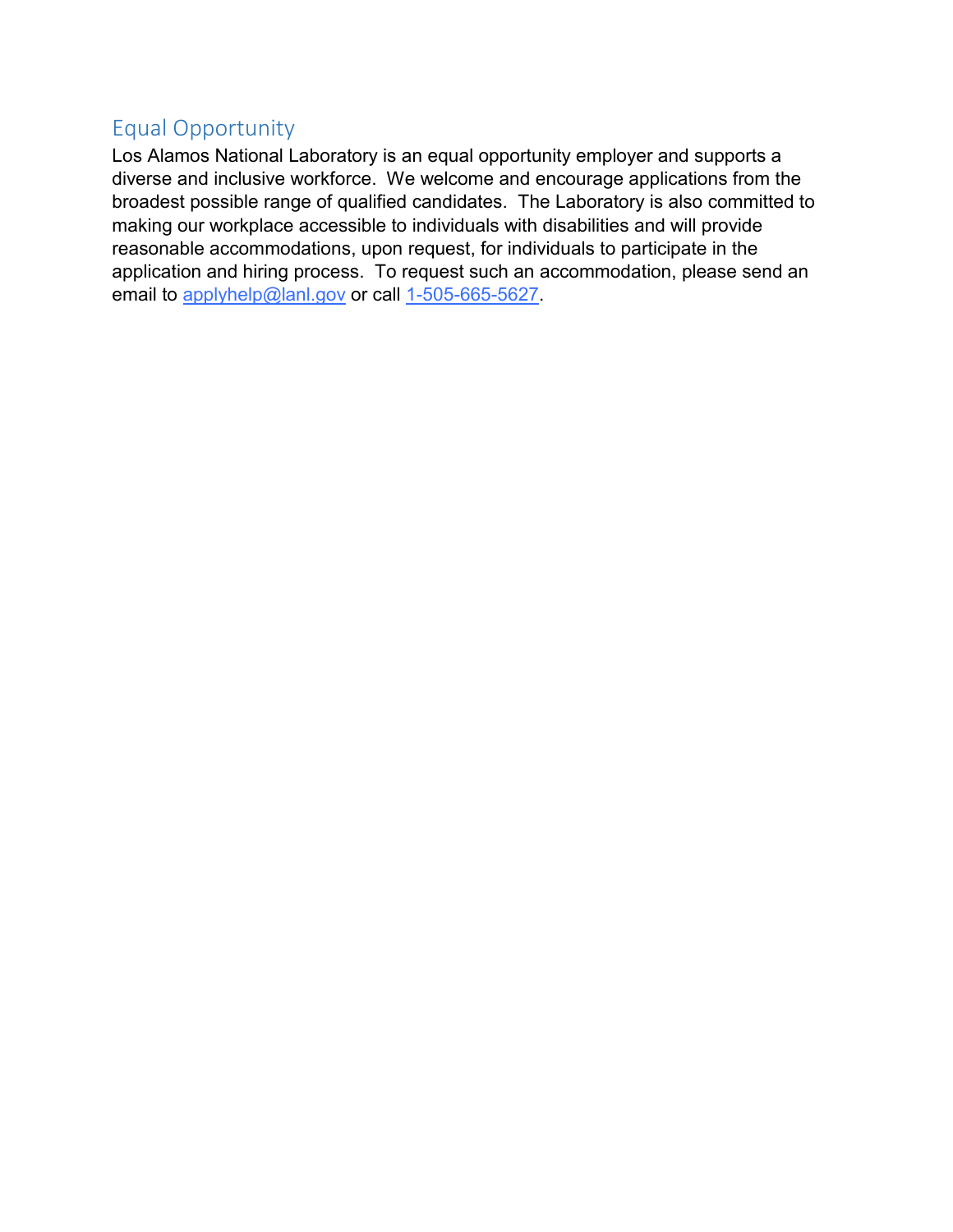## Equal Opportunity

Los Alamos National Laboratory is an equal opportunity employer and supports a diverse and inclusive workforce. We welcome and encourage applications from the broadest possible range of qualified candidates. The Laboratory is also committed to making our workplace accessible to individuals with disabilities and will provide reasonable accommodations, upon request, for individuals to participate in the application and hiring process. To request such an accommodation, please send an email to applyhelp@lanl.gov or call 1-505-665-5627.